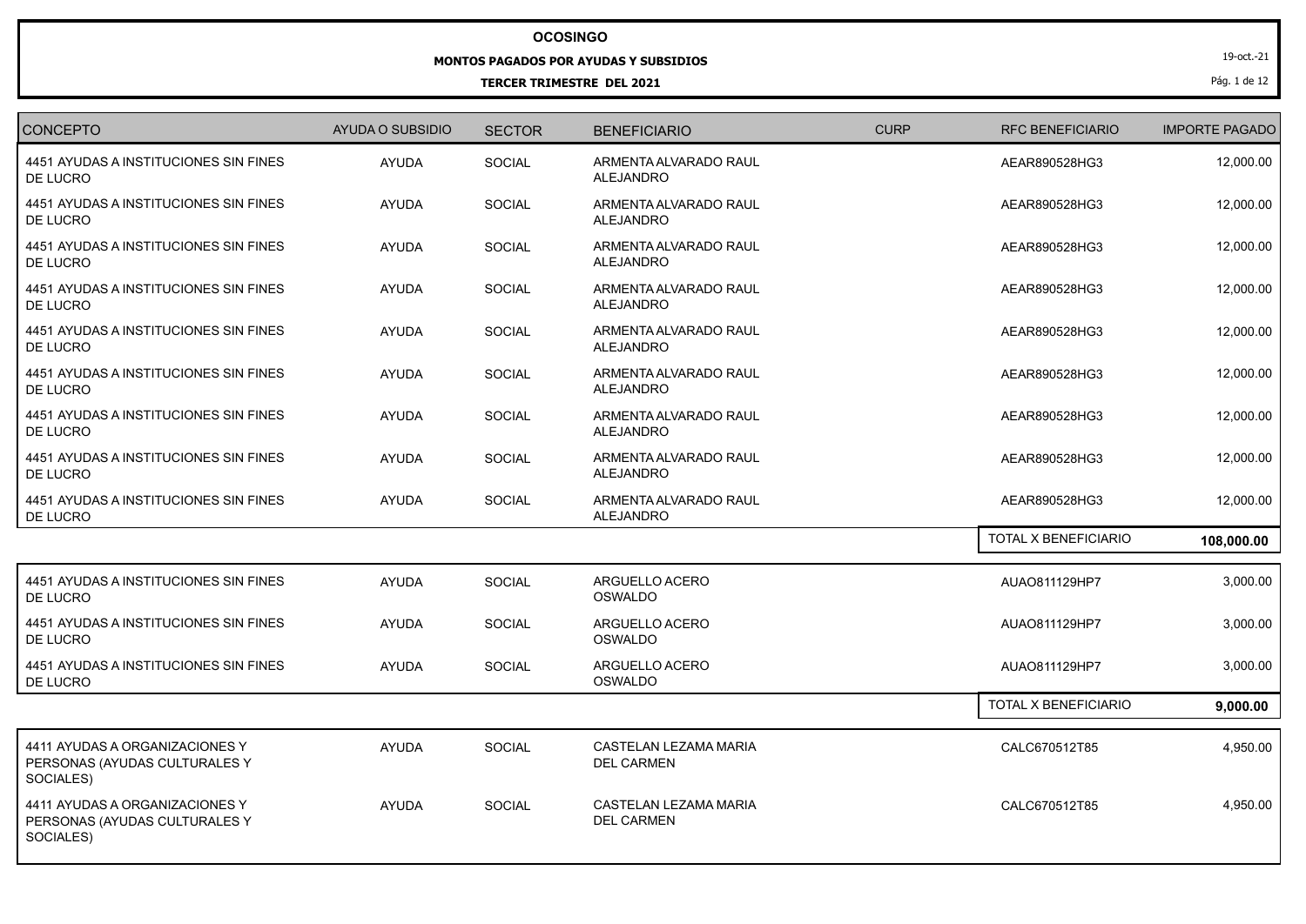**OCOSINGO**

**MONTOS PAGADOS POR AYUDAS Y SUBSIDIOS**

**TERCER TRIMESTRE DEL 2021**

19-oct.-21

| CONCEPTO | AYUDA O SUBSIDIO | SECTOR | BENEFICIARIO | CURP | RFC BENEFICIARIO | IMPORTE PAGADO |
|---|---|---|---|---|---|---|
| 4451 AYUDAS A INSTITUCIONES SIN FINES DE LUCRO | AYUDA | SOCIAL | ARMENTA ALVARADO RAUL ALEJANDRO | | AEAR890528HG3 | 12,000.00 |
| 4451 AYUDAS A INSTITUCIONES SIN FINES DE LUCRO | AYUDA | SOCIAL | ARMENTA ALVARADO RAUL ALEJANDRO | | AEAR890528HG3 | 12,000.00 |
| 4451 AYUDAS A INSTITUCIONES SIN FINES DE LUCRO | AYUDA | SOCIAL | ARMENTA ALVARADO RAUL ALEJANDRO | | AEAR890528HG3 | 12,000.00 |
| 4451 AYUDAS A INSTITUCIONES SIN FINES DE LUCRO | AYUDA | SOCIAL | ARMENTA ALVARADO RAUL ALEJANDRO | | AEAR890528HG3 | 12,000.00 |
| 4451 AYUDAS A INSTITUCIONES SIN FINES DE LUCRO | AYUDA | SOCIAL | ARMENTA ALVARADO RAUL ALEJANDRO | | AEAR890528HG3 | 12,000.00 |
| 4451 AYUDAS A INSTITUCIONES SIN FINES DE LUCRO | AYUDA | SOCIAL | ARMENTA ALVARADO RAUL ALEJANDRO | | AEAR890528HG3 | 12,000.00 |
| 4451 AYUDAS A INSTITUCIONES SIN FINES DE LUCRO | AYUDA | SOCIAL | ARMENTA ALVARADO RAUL ALEJANDRO | | AEAR890528HG3 | 12,000.00 |
| 4451 AYUDAS A INSTITUCIONES SIN FINES DE LUCRO | AYUDA | SOCIAL | ARMENTA ALVARADO RAUL ALEJANDRO | | AEAR890528HG3 | 12,000.00 |
| 4451 AYUDAS A INSTITUCIONES SIN FINES DE LUCRO | AYUDA | SOCIAL | ARMENTA ALVARADO RAUL ALEJANDRO | | AEAR890528HG3 | 12,000.00 |
| | | | | | TOTAL X BENEFICIARIO | **108,000.00** |
| 4451 AYUDAS A INSTITUCIONES SIN FINES DE LUCRO | AYUDA | SOCIAL | ARGUELLO ACERO OSWALDO | | AUAO811129HP7 | 3,000.00 |
| 4451 AYUDAS A INSTITUCIONES SIN FINES DE LUCRO | AYUDA | SOCIAL | ARGUELLO ACERO OSWALDO | | AUAO811129HP7 | 3,000.00 |
| 4451 AYUDAS A INSTITUCIONES SIN FINES DE LUCRO | AYUDA | SOCIAL | ARGUELLO ACERO OSWALDO | | AUAO811129HP7 | 3,000.00 |
| | | | | | TOTAL X BENEFICIARIO | **9,000.00** |
| 4411 AYUDAS A ORGANIZACIONES Y PERSONAS (AYUDAS CULTURALES Y SOCIALES) | AYUDA | SOCIAL | CASTELAN LEZAMA MARIA DEL CARMEN | | CALC670512T85 | 4,950.00 |
| 4411 AYUDAS A ORGANIZACIONES Y PERSONAS (AYUDAS CULTURALES Y SOCIALES) | AYUDA | SOCIAL | CASTELAN LEZAMA MARIA DEL CARMEN | | CALC670512T85 | 4,950.00 |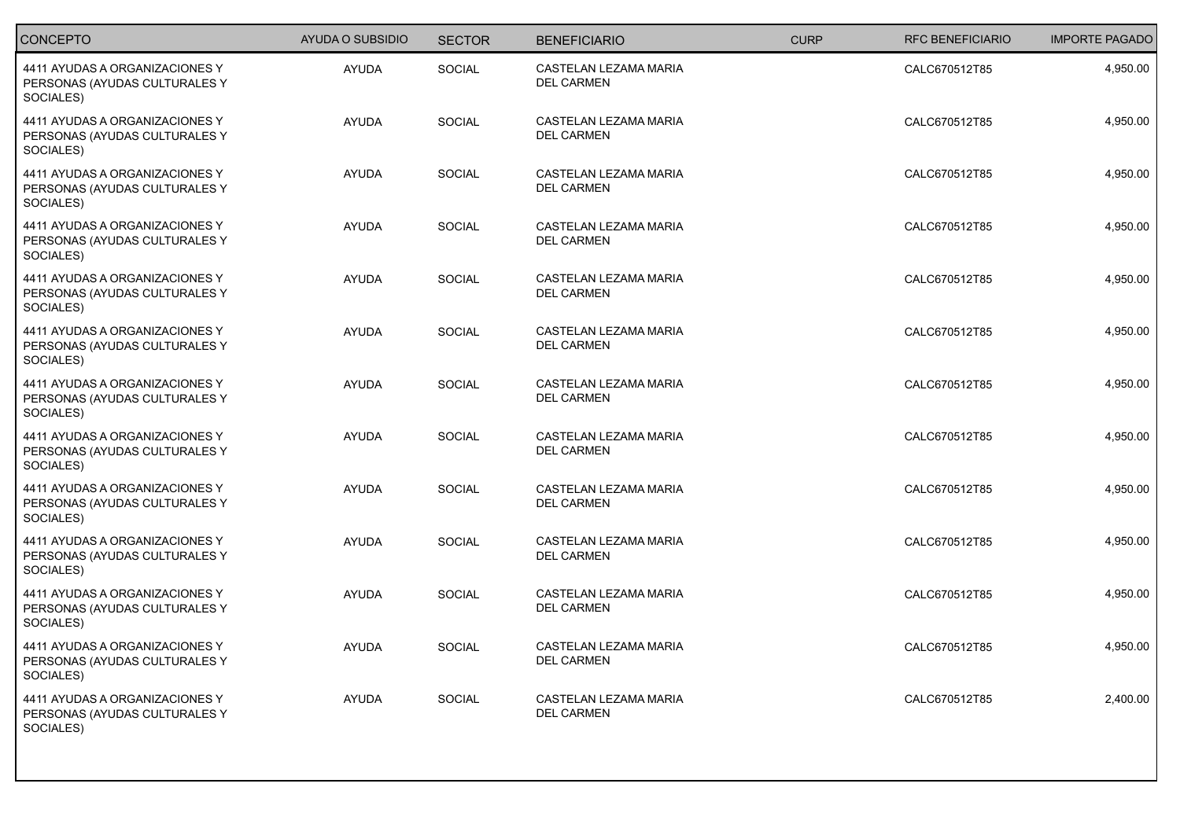| CONCEPTO | AYUDA O SUBSIDIO | SECTOR | BENEFICIARIO | CURP | RFC BENEFICIARIO | IMPORTE PAGADO |
|---|---|---|---|---|---|---|
| 4411 AYUDAS A ORGANIZACIONES Y PERSONAS (AYUDAS CULTURALES Y SOCIALES) | AYUDA | SOCIAL | CASTELAN LEZAMA MARIA DEL CARMEN | | CALC670512T85 | 4,950.00 |
| 4411 AYUDAS A ORGANIZACIONES Y PERSONAS (AYUDAS CULTURALES Y SOCIALES) | AYUDA | SOCIAL | CASTELAN LEZAMA MARIA DEL CARMEN | | CALC670512T85 | 4,950.00 |
| 4411 AYUDAS A ORGANIZACIONES Y PERSONAS (AYUDAS CULTURALES Y SOCIALES) | AYUDA | SOCIAL | CASTELAN LEZAMA MARIA DEL CARMEN | | CALC670512T85 | 4,950.00 |
| 4411 AYUDAS A ORGANIZACIONES Y PERSONAS (AYUDAS CULTURALES Y SOCIALES) | AYUDA | SOCIAL | CASTELAN LEZAMA MARIA DEL CARMEN | | CALC670512T85 | 4,950.00 |
| 4411 AYUDAS A ORGANIZACIONES Y PERSONAS (AYUDAS CULTURALES Y SOCIALES) | AYUDA | SOCIAL | CASTELAN LEZAMA MARIA DEL CARMEN | | CALC670512T85 | 4,950.00 |
| 4411 AYUDAS A ORGANIZACIONES Y PERSONAS (AYUDAS CULTURALES Y SOCIALES) | AYUDA | SOCIAL | CASTELAN LEZAMA MARIA DEL CARMEN | | CALC670512T85 | 4,950.00 |
| 4411 AYUDAS A ORGANIZACIONES Y PERSONAS (AYUDAS CULTURALES Y SOCIALES) | AYUDA | SOCIAL | CASTELAN LEZAMA MARIA DEL CARMEN | | CALC670512T85 | 4,950.00 |
| 4411 AYUDAS A ORGANIZACIONES Y PERSONAS (AYUDAS CULTURALES Y SOCIALES) | AYUDA | SOCIAL | CASTELAN LEZAMA MARIA DEL CARMEN | | CALC670512T85 | 4,950.00 |
| 4411 AYUDAS A ORGANIZACIONES Y PERSONAS (AYUDAS CULTURALES Y SOCIALES) | AYUDA | SOCIAL | CASTELAN LEZAMA MARIA DEL CARMEN | | CALC670512T85 | 4,950.00 |
| 4411 AYUDAS A ORGANIZACIONES Y PERSONAS (AYUDAS CULTURALES Y SOCIALES) | AYUDA | SOCIAL | CASTELAN LEZAMA MARIA DEL CARMEN | | CALC670512T85 | 4,950.00 |
| 4411 AYUDAS A ORGANIZACIONES Y PERSONAS (AYUDAS CULTURALES Y SOCIALES) | AYUDA | SOCIAL | CASTELAN LEZAMA MARIA DEL CARMEN | | CALC670512T85 | 4,950.00 |
| 4411 AYUDAS A ORGANIZACIONES Y PERSONAS (AYUDAS CULTURALES Y SOCIALES) | AYUDA | SOCIAL | CASTELAN LEZAMA MARIA DEL CARMEN | | CALC670512T85 | 4,950.00 |
| 4411 AYUDAS A ORGANIZACIONES Y PERSONAS (AYUDAS CULTURALES Y SOCIALES) | AYUDA | SOCIAL | CASTELAN LEZAMA MARIA DEL CARMEN | | CALC670512T85 | 2,400.00 |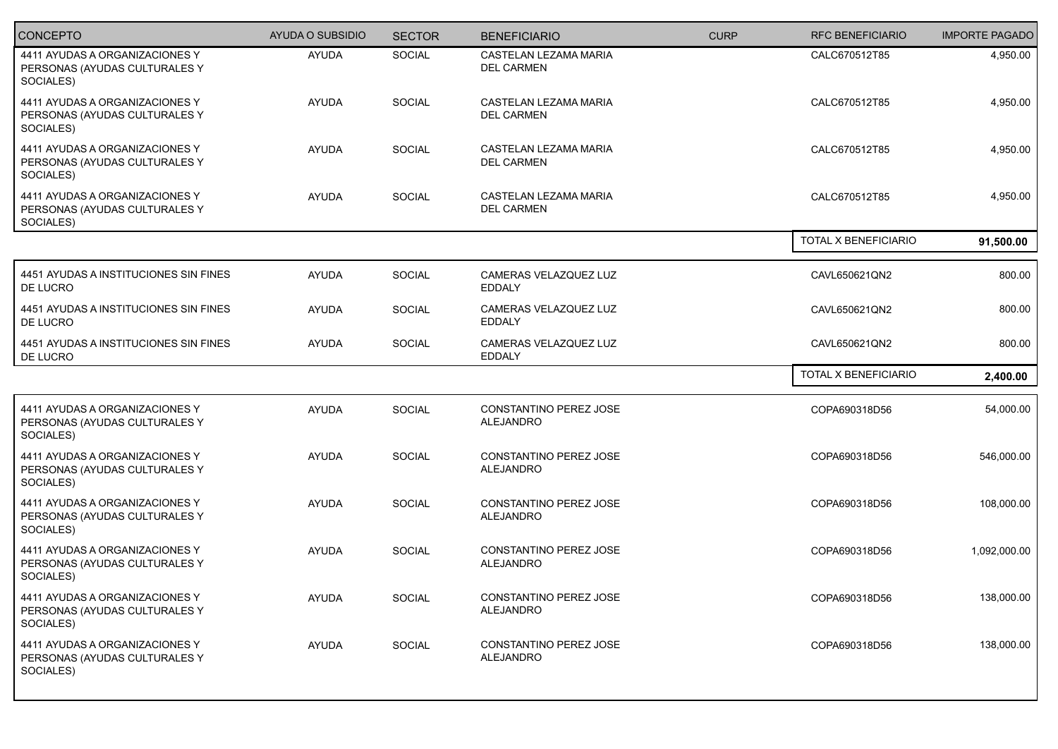| CONCEPTO | AYUDA O SUBSIDIO | SECTOR | BENEFICIARIO | CURP | RFC BENEFICIARIO | IMPORTE PAGADO |
|---|---|---|---|---|---|---|
| 4411 AYUDAS A ORGANIZACIONES Y PERSONAS (AYUDAS CULTURALES Y SOCIALES) | AYUDA | SOCIAL | CASTELAN LEZAMA MARIA DEL CARMEN | | CALC670512T85 | 4,950.00 |
| 4411 AYUDAS A ORGANIZACIONES Y PERSONAS (AYUDAS CULTURALES Y SOCIALES) | AYUDA | SOCIAL | CASTELAN LEZAMA MARIA DEL CARMEN | | CALC670512T85 | 4,950.00 |
| 4411 AYUDAS A ORGANIZACIONES Y PERSONAS (AYUDAS CULTURALES Y SOCIALES) | AYUDA | SOCIAL | CASTELAN LEZAMA MARIA DEL CARMEN | | CALC670512T85 | 4,950.00 |
| 4411 AYUDAS A ORGANIZACIONES Y PERSONAS (AYUDAS CULTURALES Y SOCIALES) | AYUDA | SOCIAL | CASTELAN LEZAMA MARIA DEL CARMEN | | CALC670512T85 | 4,950.00 |
| | | | | | TOTAL X BENEFICIARIO | **91,500.00** |
| 4451 AYUDAS A INSTITUCIONES SIN FINES DE LUCRO | AYUDA | SOCIAL | CAMERAS VELAZQUEZ LUZ EDDALY | | CAVL650621QN2 | 800.00 |
| 4451 AYUDAS A INSTITUCIONES SIN FINES DE LUCRO | AYUDA | SOCIAL | CAMERAS VELAZQUEZ LUZ EDDALY | | CAVL650621QN2 | 800.00 |
| 4451 AYUDAS A INSTITUCIONES SIN FINES DE LUCRO | AYUDA | SOCIAL | CAMERAS VELAZQUEZ LUZ EDDALY | | CAVL650621QN2 | 800.00 |
| | | | | | TOTAL X BENEFICIARIO | **2,400.00** |
| 4411 AYUDAS A ORGANIZACIONES Y PERSONAS (AYUDAS CULTURALES Y SOCIALES) | AYUDA | SOCIAL | CONSTANTINO PEREZ JOSE ALEJANDRO | | COPA690318D56 | 54,000.00 |
| 4411 AYUDAS A ORGANIZACIONES Y PERSONAS (AYUDAS CULTURALES Y SOCIALES) | AYUDA | SOCIAL | CONSTANTINO PEREZ JOSE ALEJANDRO | | COPA690318D56 | 546,000.00 |
| 4411 AYUDAS A ORGANIZACIONES Y PERSONAS (AYUDAS CULTURALES Y SOCIALES) | AYUDA | SOCIAL | CONSTANTINO PEREZ JOSE ALEJANDRO | | COPA690318D56 | 108,000.00 |
| 4411 AYUDAS A ORGANIZACIONES Y PERSONAS (AYUDAS CULTURALES Y SOCIALES) | AYUDA | SOCIAL | CONSTANTINO PEREZ JOSE ALEJANDRO | | COPA690318D56 | 1,092,000.00 |
| 4411 AYUDAS A ORGANIZACIONES Y PERSONAS (AYUDAS CULTURALES Y SOCIALES) | AYUDA | SOCIAL | CONSTANTINO PEREZ JOSE ALEJANDRO | | COPA690318D56 | 138,000.00 |
| 4411 AYUDAS A ORGANIZACIONES Y PERSONAS (AYUDAS CULTURALES Y SOCIALES) | AYUDA | SOCIAL | CONSTANTINO PEREZ JOSE ALEJANDRO | | COPA690318D56 | 138,000.00 |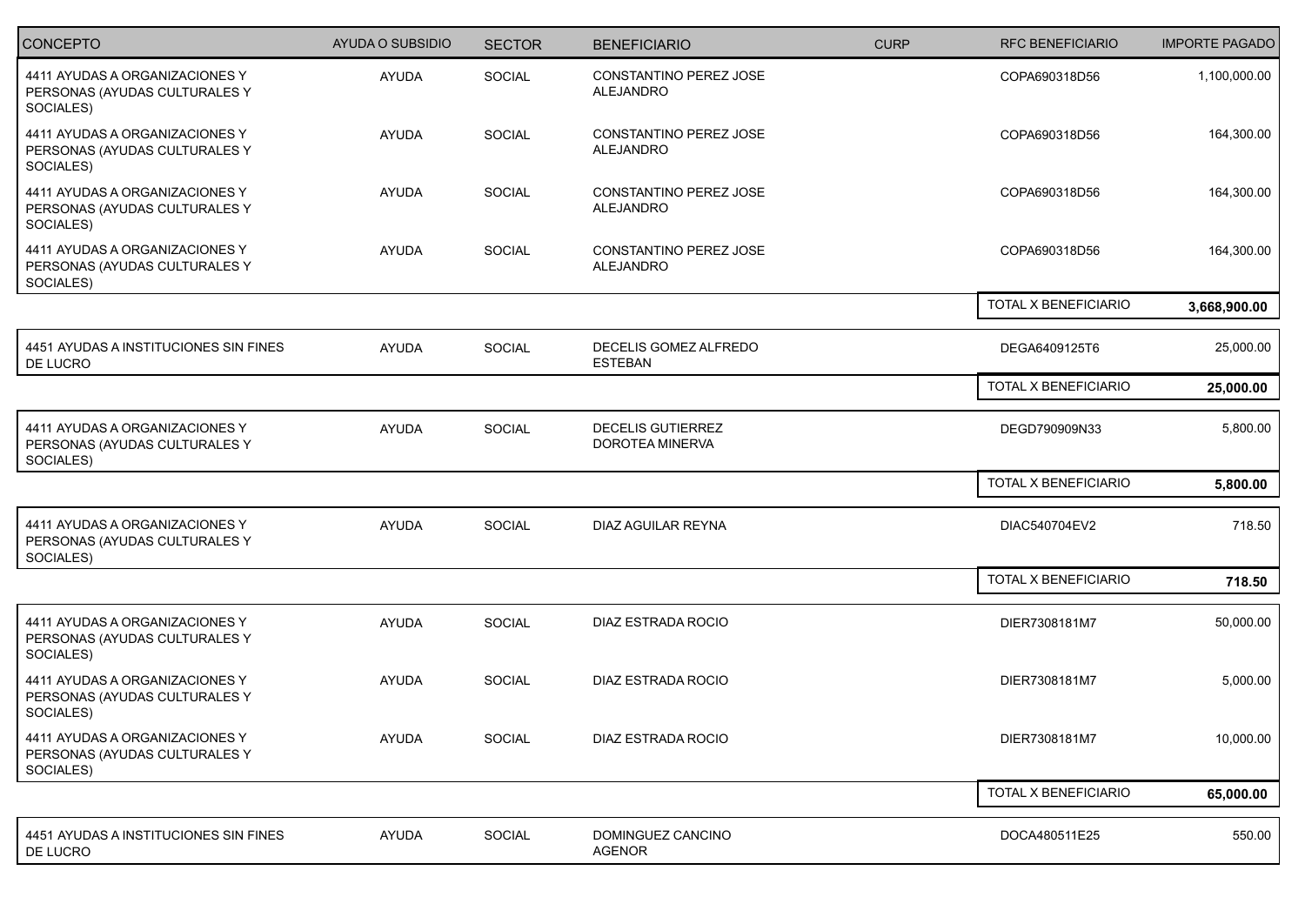| CONCEPTO | AYUDA O SUBSIDIO | SECTOR | BENEFICIARIO | CURP | RFC BENEFICIARIO | IMPORTE PAGADO |
|---|---|---|---|---|---|---|
| 4411 AYUDAS A ORGANIZACIONES Y PERSONAS (AYUDAS CULTURALES Y SOCIALES) | AYUDA | SOCIAL | CONSTANTINO PEREZ JOSE ALEJANDRO | | COPA690318D56 | 1,100,000.00 |
| 4411 AYUDAS A ORGANIZACIONES Y PERSONAS (AYUDAS CULTURALES Y SOCIALES) | AYUDA | SOCIAL | CONSTANTINO PEREZ JOSE ALEJANDRO | | COPA690318D56 | 164,300.00 |
| 4411 AYUDAS A ORGANIZACIONES Y PERSONAS (AYUDAS CULTURALES Y SOCIALES) | AYUDA | SOCIAL | CONSTANTINO PEREZ JOSE ALEJANDRO | | COPA690318D56 | 164,300.00 |
| 4411 AYUDAS A ORGANIZACIONES Y PERSONAS (AYUDAS CULTURALES Y SOCIALES) | AYUDA | SOCIAL | CONSTANTINO PEREZ JOSE ALEJANDRO | | COPA690318D56 | 164,300.00 |
| | | | | | TOTAL X BENEFICIARIO | **3,668,900.00** |
| 4451 AYUDAS A INSTITUCIONES SIN FINES DE LUCRO | AYUDA | SOCIAL | DECELIS GOMEZ ALFREDO ESTEBAN | | DEGA6409125T6 | 25,000.00 |
| | | | | | TOTAL X BENEFICIARIO | **25,000.00** |
| 4411 AYUDAS A ORGANIZACIONES Y PERSONAS (AYUDAS CULTURALES Y SOCIALES) | AYUDA | SOCIAL | DECELIS GUTIERREZ DOROTEA MINERVA | | DEGD790909N33 | 5,800.00 |
| | | | | | TOTAL X BENEFICIARIO | **5,800.00** |
| 4411 AYUDAS A ORGANIZACIONES Y PERSONAS (AYUDAS CULTURALES Y SOCIALES) | AYUDA | SOCIAL | DIAZ AGUILAR REYNA | | DIAC540704EV2 | 718.50 |
| | | | | | TOTAL X BENEFICIARIO | **718.50** |
| 4411 AYUDAS A ORGANIZACIONES Y PERSONAS (AYUDAS CULTURALES Y SOCIALES) | AYUDA | SOCIAL | DIAZ ESTRADA ROCIO | | DIER7308181M7 | 50,000.00 |
| 4411 AYUDAS A ORGANIZACIONES Y PERSONAS (AYUDAS CULTURALES Y SOCIALES) | AYUDA | SOCIAL | DIAZ ESTRADA ROCIO | | DIER7308181M7 | 5,000.00 |
| 4411 AYUDAS A ORGANIZACIONES Y PERSONAS (AYUDAS CULTURALES Y SOCIALES) | AYUDA | SOCIAL | DIAZ ESTRADA ROCIO | | DIER7308181M7 | 10,000.00 |
| | | | | | TOTAL X BENEFICIARIO | **65,000.00** |
| 4451 AYUDAS A INSTITUCIONES SIN FINES DE LUCRO | AYUDA | SOCIAL | DOMINGUEZ CANCINO AGENOR | | DOCA480511E25 | 550.00 |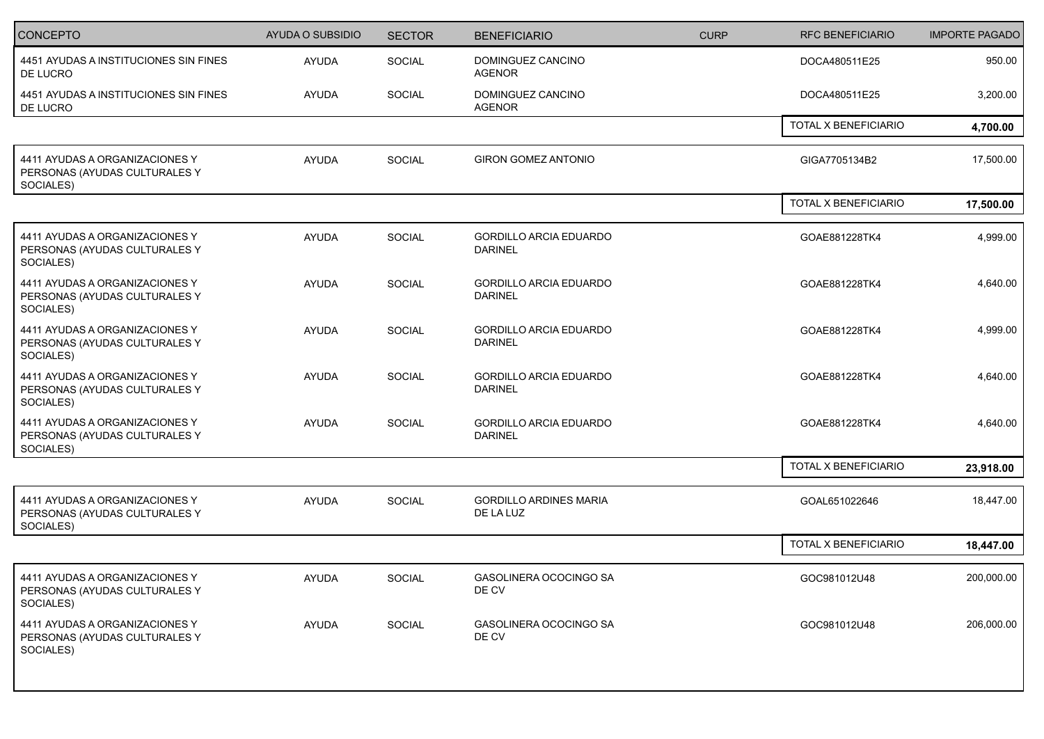| CONCEPTO | AYUDA O SUBSIDIO | SECTOR | BENEFICIARIO | CURP | RFC BENEFICIARIO | IMPORTE PAGADO |
|---|---|---|---|---|---|---|
| 4451 AYUDAS A INSTITUCIONES SIN FINES DE LUCRO | AYUDA | SOCIAL | DOMINGUEZ CANCINO AGENOR | | DOCA480511E25 | 950.00 |
| 4451 AYUDAS A INSTITUCIONES SIN FINES DE LUCRO | AYUDA | SOCIAL | DOMINGUEZ CANCINO AGENOR | | DOCA480511E25 | 3,200.00 |
| | | | | | TOTAL X BENEFICIARIO | **4,700.00** |
| 4411 AYUDAS A ORGANIZACIONES Y PERSONAS (AYUDAS CULTURALES Y SOCIALES) | AYUDA | SOCIAL | GIRON GOMEZ ANTONIO | | GIGA7705134B2 | 17,500.00 |
| | | | | | TOTAL X BENEFICIARIO | **17,500.00** |
| 4411 AYUDAS A ORGANIZACIONES Y PERSONAS (AYUDAS CULTURALES Y SOCIALES) | AYUDA | SOCIAL | GORDILLO ARCIA EDUARDO DARINEL | | GOAE881228TK4 | 4,999.00 |
| 4411 AYUDAS A ORGANIZACIONES Y PERSONAS (AYUDAS CULTURALES Y SOCIALES) | AYUDA | SOCIAL | GORDILLO ARCIA EDUARDO DARINEL | | GOAE881228TK4 | 4,640.00 |
| 4411 AYUDAS A ORGANIZACIONES Y PERSONAS (AYUDAS CULTURALES Y SOCIALES) | AYUDA | SOCIAL | GORDILLO ARCIA EDUARDO DARINEL | | GOAE881228TK4 | 4,999.00 |
| 4411 AYUDAS A ORGANIZACIONES Y PERSONAS (AYUDAS CULTURALES Y SOCIALES) | AYUDA | SOCIAL | GORDILLO ARCIA EDUARDO DARINEL | | GOAE881228TK4 | 4,640.00 |
| 4411 AYUDAS A ORGANIZACIONES Y PERSONAS (AYUDAS CULTURALES Y SOCIALES) | AYUDA | SOCIAL | GORDILLO ARCIA EDUARDO DARINEL | | GOAE881228TK4 | 4,640.00 |
| | | | | | TOTAL X BENEFICIARIO | **23,918.00** |
| 4411 AYUDAS A ORGANIZACIONES Y PERSONAS (AYUDAS CULTURALES Y SOCIALES) | AYUDA | SOCIAL | GORDILLO ARDINES MARIA DE LA LUZ | | GOAL651022646 | 18,447.00 |
| | | | | | TOTAL X BENEFICIARIO | **18,447.00** |
| 4411 AYUDAS A ORGANIZACIONES Y PERSONAS (AYUDAS CULTURALES Y SOCIALES) | AYUDA | SOCIAL | GASOLINERA OCOCINGO SA DE CV | | GOC981012U48 | 200,000.00 |
| 4411 AYUDAS A ORGANIZACIONES Y PERSONAS (AYUDAS CULTURALES Y SOCIALES) | AYUDA | SOCIAL | GASOLINERA OCOCINGO SA DE CV | | GOC981012U48 | 206,000.00 |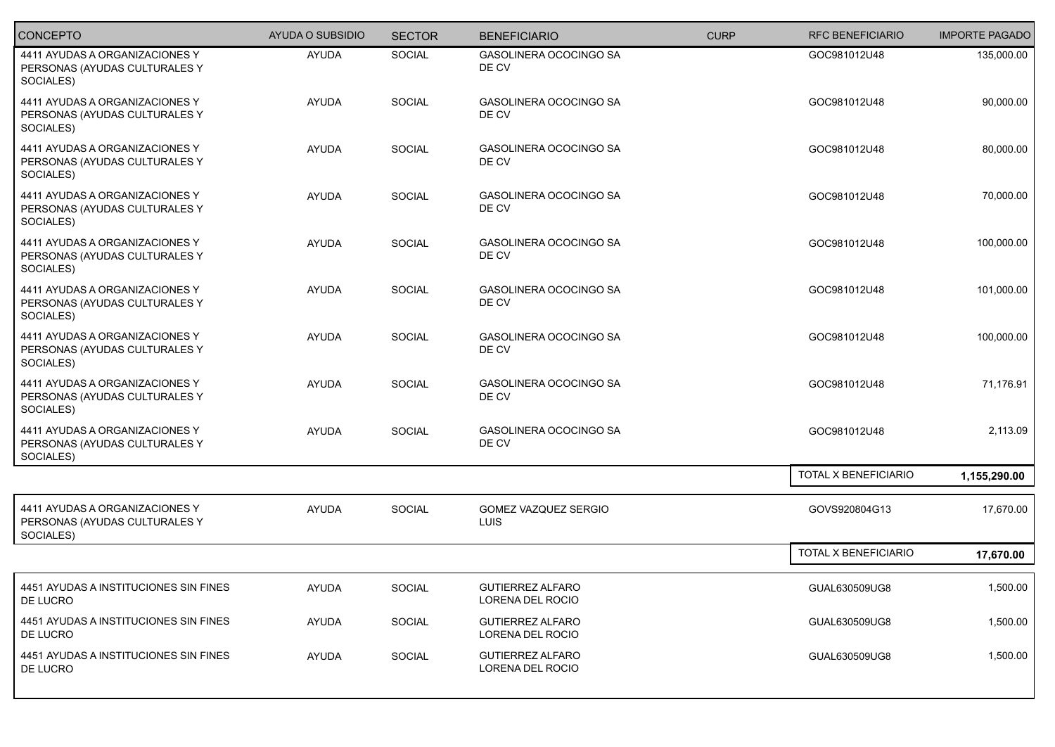| CONCEPTO | AYUDA O SUBSIDIO | SECTOR | BENEFICIARIO | CURP | RFC BENEFICIARIO | IMPORTE PAGADO |
|---|---|---|---|---|---|---|
| 4411 AYUDAS A ORGANIZACIONES Y PERSONAS (AYUDAS CULTURALES Y SOCIALES) | AYUDA | SOCIAL | GASOLINERA OCOCINGO SA DE CV | | GOC981012U48 | 135,000.00 |
| 4411 AYUDAS A ORGANIZACIONES Y PERSONAS (AYUDAS CULTURALES Y SOCIALES) | AYUDA | SOCIAL | GASOLINERA OCOCINGO SA DE CV | | GOC981012U48 | 90,000.00 |
| 4411 AYUDAS A ORGANIZACIONES Y PERSONAS (AYUDAS CULTURALES Y SOCIALES) | AYUDA | SOCIAL | GASOLINERA OCOCINGO SA DE CV | | GOC981012U48 | 80,000.00 |
| 4411 AYUDAS A ORGANIZACIONES Y PERSONAS (AYUDAS CULTURALES Y SOCIALES) | AYUDA | SOCIAL | GASOLINERA OCOCINGO SA DE CV | | GOC981012U48 | 70,000.00 |
| 4411 AYUDAS A ORGANIZACIONES Y PERSONAS (AYUDAS CULTURALES Y SOCIALES) | AYUDA | SOCIAL | GASOLINERA OCOCINGO SA DE CV | | GOC981012U48 | 100,000.00 |
| 4411 AYUDAS A ORGANIZACIONES Y PERSONAS (AYUDAS CULTURALES Y SOCIALES) | AYUDA | SOCIAL | GASOLINERA OCOCINGO SA DE CV | | GOC981012U48 | 101,000.00 |
| 4411 AYUDAS A ORGANIZACIONES Y PERSONAS (AYUDAS CULTURALES Y SOCIALES) | AYUDA | SOCIAL | GASOLINERA OCOCINGO SA DE CV | | GOC981012U48 | 100,000.00 |
| 4411 AYUDAS A ORGANIZACIONES Y PERSONAS (AYUDAS CULTURALES Y SOCIALES) | AYUDA | SOCIAL | GASOLINERA OCOCINGO SA DE CV | | GOC981012U48 | 71,176.91 |
| 4411 AYUDAS A ORGANIZACIONES Y PERSONAS (AYUDAS CULTURALES Y SOCIALES) | AYUDA | SOCIAL | GASOLINERA OCOCINGO SA DE CV | | GOC981012U48 | 2,113.09 |
| | | | | | TOTAL X BENEFICIARIO | **1,155,290.00** |
| 4411 AYUDAS A ORGANIZACIONES Y PERSONAS (AYUDAS CULTURALES Y SOCIALES) | AYUDA | SOCIAL | GOMEZ VAZQUEZ SERGIO LUIS | | GOVS920804G13 | 17,670.00 |
| | | | | | TOTAL X BENEFICIARIO | **17,670.00** |
| 4451 AYUDAS A INSTITUCIONES SIN FINES DE LUCRO | AYUDA | SOCIAL | GUTIERREZ ALFARO LORENA DEL ROCIO | | GUAL630509UG8 | 1,500.00 |
| 4451 AYUDAS A INSTITUCIONES SIN FINES DE LUCRO | AYUDA | SOCIAL | GUTIERREZ ALFARO LORENA DEL ROCIO | | GUAL630509UG8 | 1,500.00 |
| 4451 AYUDAS A INSTITUCIONES SIN FINES DE LUCRO | AYUDA | SOCIAL | GUTIERREZ ALFARO LORENA DEL ROCIO | | GUAL630509UG8 | 1,500.00 |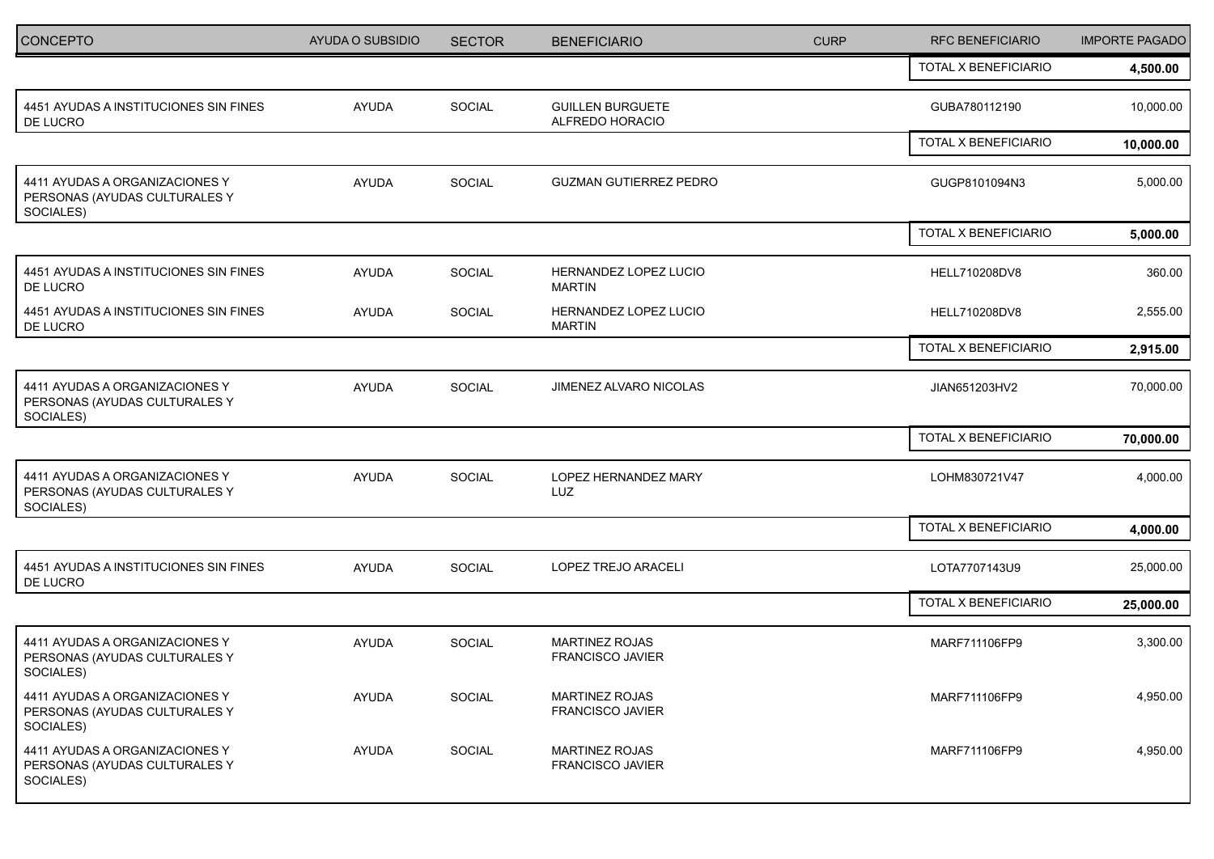| CONCEPTO | AYUDA O SUBSIDIO | SECTOR | BENEFICIARIO | CURP | RFC BENEFICIARIO | IMPORTE PAGADO |
|---|---|---|---|---|---|---|
| | | | | | TOTAL X BENEFICIARIO | **4,500.00** |
| 4451 AYUDAS A INSTITUCIONES SIN FINES DE LUCRO | AYUDA | SOCIAL | GUILLEN BURGUETE ALFREDO HORACIO | | GUBA780112190 | 10,000.00 |
| | | | | | TOTAL X BENEFICIARIO | **10,000.00** |
| 4411 AYUDAS A ORGANIZACIONES Y PERSONAS (AYUDAS CULTURALES Y SOCIALES) | AYUDA | SOCIAL | GUZMAN GUTIERREZ PEDRO | | GUGP8101094N3 | 5,000.00 |
| | | | | | TOTAL X BENEFICIARIO | **5,000.00** |
| 4451 AYUDAS A INSTITUCIONES SIN FINES DE LUCRO | AYUDA | SOCIAL | HERNANDEZ LOPEZ LUCIO MARTIN | | HELL710208DV8 | 360.00 |
| 4451 AYUDAS A INSTITUCIONES SIN FINES DE LUCRO | AYUDA | SOCIAL | HERNANDEZ LOPEZ LUCIO MARTIN | | HELL710208DV8 | 2,555.00 |
| | | | | | TOTAL X BENEFICIARIO | **2,915.00** |
| 4411 AYUDAS A ORGANIZACIONES Y PERSONAS (AYUDAS CULTURALES Y SOCIALES) | AYUDA | SOCIAL | JIMENEZ ALVARO NICOLAS | | JIAN651203HV2 | 70,000.00 |
| | | | | | TOTAL X BENEFICIARIO | **70,000.00** |
| 4411 AYUDAS A ORGANIZACIONES Y PERSONAS (AYUDAS CULTURALES Y SOCIALES) | AYUDA | SOCIAL | LOPEZ HERNANDEZ MARY LUZ | | LOHM830721V47 | 4,000.00 |
| | | | | | TOTAL X BENEFICIARIO | **4,000.00** |
| 4451 AYUDAS A INSTITUCIONES SIN FINES DE LUCRO | AYUDA | SOCIAL | LOPEZ TREJO ARACELI | | LOTA7707143U9 | 25,000.00 |
| | | | | | TOTAL X BENEFICIARIO | **25,000.00** |
| 4411 AYUDAS A ORGANIZACIONES Y PERSONAS (AYUDAS CULTURALES Y SOCIALES) | AYUDA | SOCIAL | MARTINEZ ROJAS FRANCISCO JAVIER | | MARF711106FP9 | 3,300.00 |
| 4411 AYUDAS A ORGANIZACIONES Y PERSONAS (AYUDAS CULTURALES Y SOCIALES) | AYUDA | SOCIAL | MARTINEZ ROJAS FRANCISCO JAVIER | | MARF711106FP9 | 4,950.00 |
| 4411 AYUDAS A ORGANIZACIONES Y PERSONAS (AYUDAS CULTURALES Y SOCIALES) | AYUDA | SOCIAL | MARTINEZ ROJAS FRANCISCO JAVIER | | MARF711106FP9 | 4,950.00 |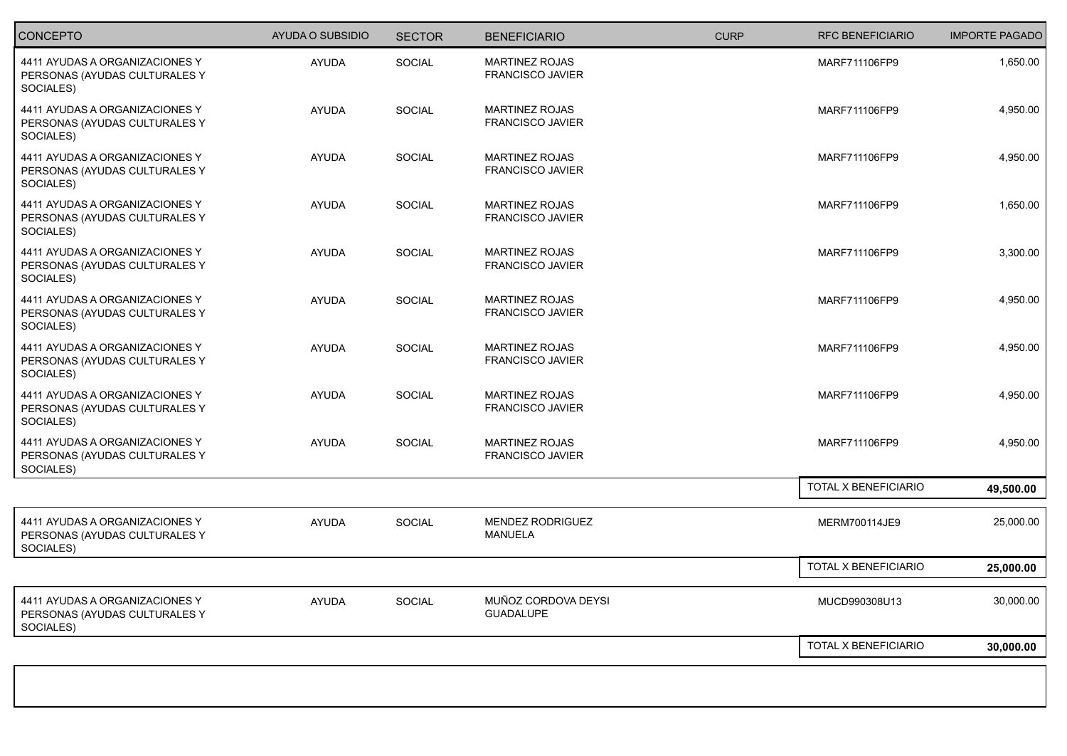| CONCEPTO | AYUDA O SUBSIDIO | SECTOR | BENEFICIARIO | CURP | RFC BENEFICIARIO | IMPORTE PAGADO |
|---|---|---|---|---|---|---|
| 4411 AYUDAS A ORGANIZACIONES Y PERSONAS (AYUDAS CULTURALES Y SOCIALES) | AYUDA | SOCIAL | MARTINEZ ROJAS FRANCISCO JAVIER | | MARF711106FP9 | 1,650.00 |
| 4411 AYUDAS A ORGANIZACIONES Y PERSONAS (AYUDAS CULTURALES Y SOCIALES) | AYUDA | SOCIAL | MARTINEZ ROJAS FRANCISCO JAVIER | | MARF711106FP9 | 4,950.00 |
| 4411 AYUDAS A ORGANIZACIONES Y PERSONAS (AYUDAS CULTURALES Y SOCIALES) | AYUDA | SOCIAL | MARTINEZ ROJAS FRANCISCO JAVIER | | MARF711106FP9 | 4,950.00 |
| 4411 AYUDAS A ORGANIZACIONES Y PERSONAS (AYUDAS CULTURALES Y SOCIALES) | AYUDA | SOCIAL | MARTINEZ ROJAS FRANCISCO JAVIER | | MARF711106FP9 | 1,650.00 |
| 4411 AYUDAS A ORGANIZACIONES Y PERSONAS (AYUDAS CULTURALES Y SOCIALES) | AYUDA | SOCIAL | MARTINEZ ROJAS FRANCISCO JAVIER | | MARF711106FP9 | 3,300.00 |
| 4411 AYUDAS A ORGANIZACIONES Y PERSONAS (AYUDAS CULTURALES Y SOCIALES) | AYUDA | SOCIAL | MARTINEZ ROJAS FRANCISCO JAVIER | | MARF711106FP9 | 4,950.00 |
| 4411 AYUDAS A ORGANIZACIONES Y PERSONAS (AYUDAS CULTURALES Y SOCIALES) | AYUDA | SOCIAL | MARTINEZ ROJAS FRANCISCO JAVIER | | MARF711106FP9 | 4,950.00 |
| 4411 AYUDAS A ORGANIZACIONES Y PERSONAS (AYUDAS CULTURALES Y SOCIALES) | AYUDA | SOCIAL | MARTINEZ ROJAS FRANCISCO JAVIER | | MARF711106FP9 | 4,950.00 |
| 4411 AYUDAS A ORGANIZACIONES Y PERSONAS (AYUDAS CULTURALES Y SOCIALES) | AYUDA | SOCIAL | MARTINEZ ROJAS FRANCISCO JAVIER | | MARF711106FP9 | 4,950.00 |
| | | | | | TOTAL X BENEFICIARIO | **49,500.00** |
| 4411 AYUDAS A ORGANIZACIONES Y PERSONAS (AYUDAS CULTURALES Y SOCIALES) | AYUDA | SOCIAL | MENDEZ RODRIGUEZ MANUELA | | MERM700114JE9 | 25,000.00 |
| | | | | | TOTAL X BENEFICIARIO | **25,000.00** |
| 4411 AYUDAS A ORGANIZACIONES Y PERSONAS (AYUDAS CULTURALES Y SOCIALES) | AYUDA | SOCIAL | MUÑOZ CORDOVA DEYSI GUADALUPE | | MUCD990308U13 | 30,000.00 |
| | | | | | TOTAL X BENEFICIARIO | **30,000.00** |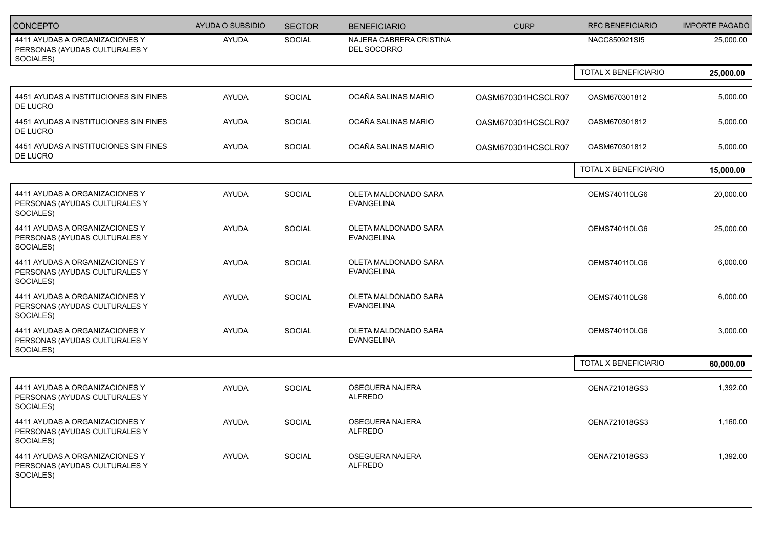| CONCEPTO | AYUDA O SUBSIDIO | SECTOR | BENEFICIARIO | CURP | RFC BENEFICIARIO | IMPORTE PAGADO |
|---|---|---|---|---|---|---|
| 4411 AYUDAS A ORGANIZACIONES Y PERSONAS (AYUDAS CULTURALES Y SOCIALES) | AYUDA | SOCIAL | NAJERA CABRERA CRISTINA DEL SOCORRO | | NACC850921SI5 | 25,000.00 |
| | | | | | TOTAL X BENEFICIARIO | **25,000.00** |
| 4451 AYUDAS A INSTITUCIONES SIN FINES DE LUCRO | AYUDA | SOCIAL | OCAÑA SALINAS MARIO | OASM670301HCSCLR07 | OASM670301812 | 5,000.00 |
| 4451 AYUDAS A INSTITUCIONES SIN FINES DE LUCRO | AYUDA | SOCIAL | OCAÑA SALINAS MARIO | OASM670301HCSCLR07 | OASM670301812 | 5,000.00 |
| 4451 AYUDAS A INSTITUCIONES SIN FINES DE LUCRO | AYUDA | SOCIAL | OCAÑA SALINAS MARIO | OASM670301HCSCLR07 | OASM670301812 | 5,000.00 |
| | | | | | TOTAL X BENEFICIARIO | **15,000.00** |
| 4411 AYUDAS A ORGANIZACIONES Y PERSONAS (AYUDAS CULTURALES Y SOCIALES) | AYUDA | SOCIAL | OLETA MALDONADO SARA EVANGELINA | | OEMS740110LG6 | 20,000.00 |
| 4411 AYUDAS A ORGANIZACIONES Y PERSONAS (AYUDAS CULTURALES Y SOCIALES) | AYUDA | SOCIAL | OLETA MALDONADO SARA EVANGELINA | | OEMS740110LG6 | 25,000.00 |
| 4411 AYUDAS A ORGANIZACIONES Y PERSONAS (AYUDAS CULTURALES Y SOCIALES) | AYUDA | SOCIAL | OLETA MALDONADO SARA EVANGELINA | | OEMS740110LG6 | 6,000.00 |
| 4411 AYUDAS A ORGANIZACIONES Y PERSONAS (AYUDAS CULTURALES Y SOCIALES) | AYUDA | SOCIAL | OLETA MALDONADO SARA EVANGELINA | | OEMS740110LG6 | 6,000.00 |
| 4411 AYUDAS A ORGANIZACIONES Y PERSONAS (AYUDAS CULTURALES Y SOCIALES) | AYUDA | SOCIAL | OLETA MALDONADO SARA EVANGELINA | | OEMS740110LG6 | 3,000.00 |
| | | | | | TOTAL X BENEFICIARIO | **60,000.00** |
| 4411 AYUDAS A ORGANIZACIONES Y PERSONAS (AYUDAS CULTURALES Y SOCIALES) | AYUDA | SOCIAL | OSEGUERA NAJERA ALFREDO | | OENA721018GS3 | 1,392.00 |
| 4411 AYUDAS A ORGANIZACIONES Y PERSONAS (AYUDAS CULTURALES Y SOCIALES) | AYUDA | SOCIAL | OSEGUERA NAJERA ALFREDO | | OENA721018GS3 | 1,160.00 |
| 4411 AYUDAS A ORGANIZACIONES Y PERSONAS (AYUDAS CULTURALES Y SOCIALES) | AYUDA | SOCIAL | OSEGUERA NAJERA ALFREDO | | OENA721018GS3 | 1,392.00 |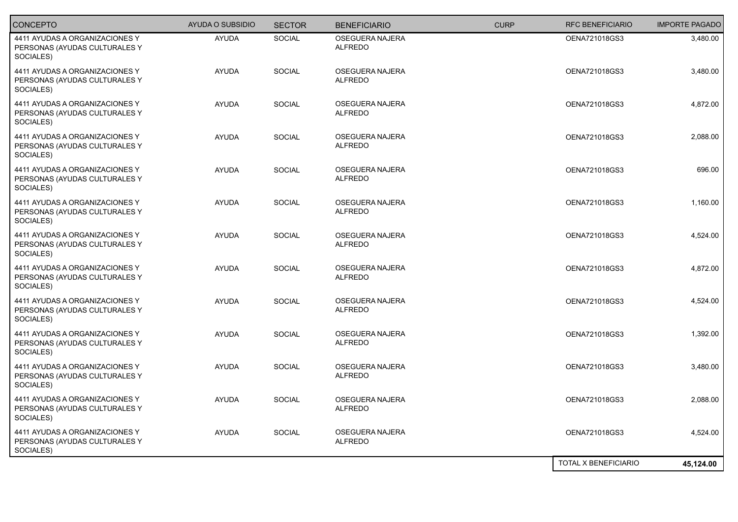| CONCEPTO | AYUDA O SUBSIDIO | SECTOR | BENEFICIARIO | CURP | RFC BENEFICIARIO | IMPORTE PAGADO |
|---|---|---|---|---|---|---|
| 4411 AYUDAS A ORGANIZACIONES Y PERSONAS (AYUDAS CULTURALES Y SOCIALES) | AYUDA | SOCIAL | OSEGUERA NAJERA ALFREDO | | OENA721018GS3 | 3,480.00 |
| 4411 AYUDAS A ORGANIZACIONES Y PERSONAS (AYUDAS CULTURALES Y SOCIALES) | AYUDA | SOCIAL | OSEGUERA NAJERA ALFREDO | | OENA721018GS3 | 3,480.00 |
| 4411 AYUDAS A ORGANIZACIONES Y PERSONAS (AYUDAS CULTURALES Y SOCIALES) | AYUDA | SOCIAL | OSEGUERA NAJERA ALFREDO | | OENA721018GS3 | 4,872.00 |
| 4411 AYUDAS A ORGANIZACIONES Y PERSONAS (AYUDAS CULTURALES Y SOCIALES) | AYUDA | SOCIAL | OSEGUERA NAJERA ALFREDO | | OENA721018GS3 | 2,088.00 |
| 4411 AYUDAS A ORGANIZACIONES Y PERSONAS (AYUDAS CULTURALES Y SOCIALES) | AYUDA | SOCIAL | OSEGUERA NAJERA ALFREDO | | OENA721018GS3 | 696.00 |
| 4411 AYUDAS A ORGANIZACIONES Y PERSONAS (AYUDAS CULTURALES Y SOCIALES) | AYUDA | SOCIAL | OSEGUERA NAJERA ALFREDO | | OENA721018GS3 | 1,160.00 |
| 4411 AYUDAS A ORGANIZACIONES Y PERSONAS (AYUDAS CULTURALES Y SOCIALES) | AYUDA | SOCIAL | OSEGUERA NAJERA ALFREDO | | OENA721018GS3 | 4,524.00 |
| 4411 AYUDAS A ORGANIZACIONES Y PERSONAS (AYUDAS CULTURALES Y SOCIALES) | AYUDA | SOCIAL | OSEGUERA NAJERA ALFREDO | | OENA721018GS3 | 4,872.00 |
| 4411 AYUDAS A ORGANIZACIONES Y PERSONAS (AYUDAS CULTURALES Y SOCIALES) | AYUDA | SOCIAL | OSEGUERA NAJERA ALFREDO | | OENA721018GS3 | 4,524.00 |
| 4411 AYUDAS A ORGANIZACIONES Y PERSONAS (AYUDAS CULTURALES Y SOCIALES) | AYUDA | SOCIAL | OSEGUERA NAJERA ALFREDO | | OENA721018GS3 | 1,392.00 |
| 4411 AYUDAS A ORGANIZACIONES Y PERSONAS (AYUDAS CULTURALES Y SOCIALES) | AYUDA | SOCIAL | OSEGUERA NAJERA ALFREDO | | OENA721018GS3 | 3,480.00 |
| 4411 AYUDAS A ORGANIZACIONES Y PERSONAS (AYUDAS CULTURALES Y SOCIALES) | AYUDA | SOCIAL | OSEGUERA NAJERA ALFREDO | | OENA721018GS3 | 2,088.00 |
| 4411 AYUDAS A ORGANIZACIONES Y PERSONAS (AYUDAS CULTURALES Y SOCIALES) | AYUDA | SOCIAL | OSEGUERA NAJERA ALFREDO | | OENA721018GS3 | 4,524.00 |
| | | | | | TOTAL X BENEFICIARIO | **45,124.00** |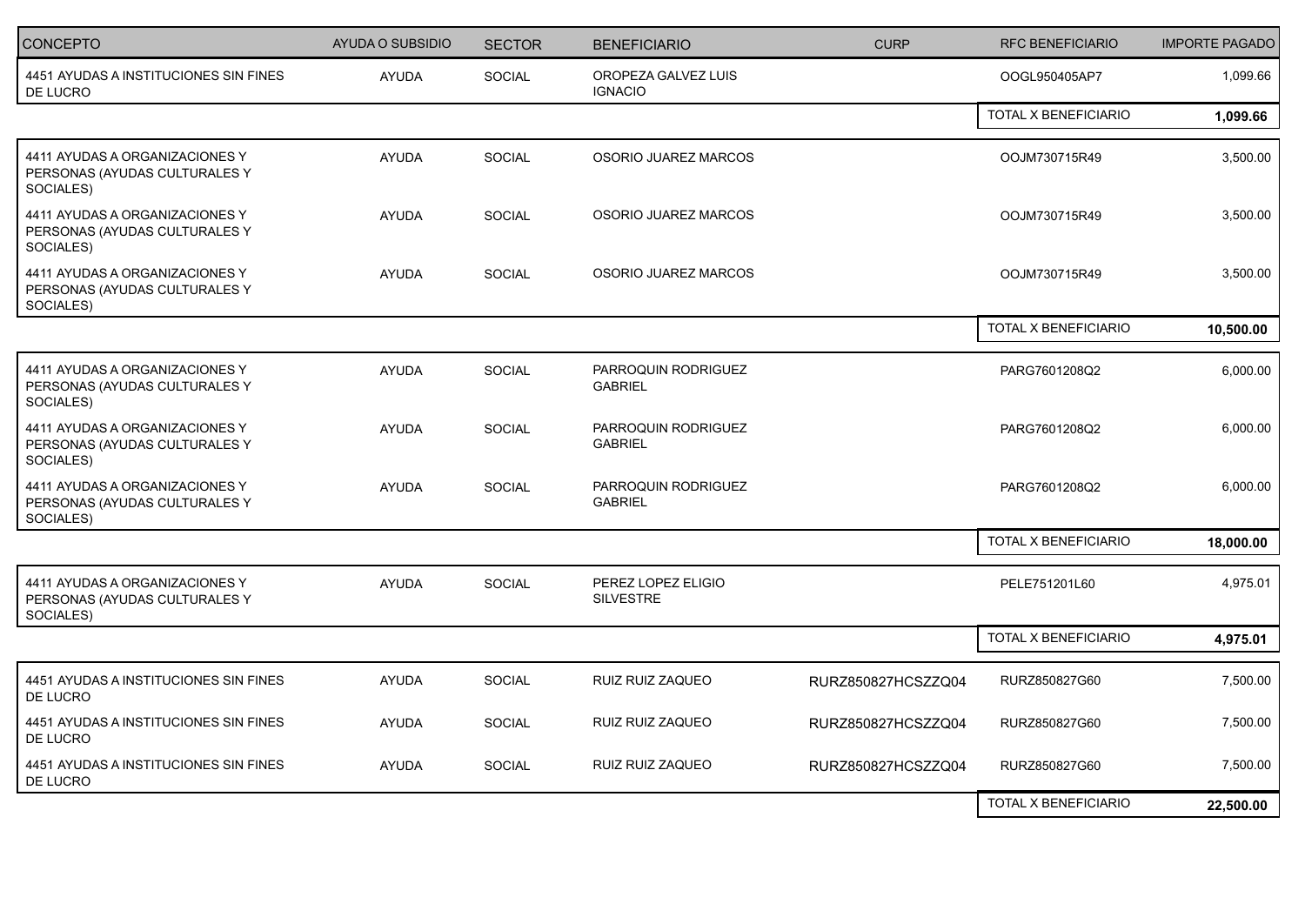| CONCEPTO | AYUDA O SUBSIDIO | SECTOR | BENEFICIARIO | CURP | RFC BENEFICIARIO | IMPORTE PAGADO |
|---|---|---|---|---|---|---|
| 4451 AYUDAS A INSTITUCIONES SIN FINES DE LUCRO | AYUDA | SOCIAL | OROPEZA GALVEZ LUIS IGNACIO | | OOGL950405AP7 | 1,099.66 |
| | | | | | TOTAL X BENEFICIARIO | **1,099.66** |
| 4411 AYUDAS A ORGANIZACIONES Y PERSONAS (AYUDAS CULTURALES Y SOCIALES) | AYUDA | SOCIAL | OSORIO JUAREZ MARCOS | | OOJM730715R49 | 3,500.00 |
| 4411 AYUDAS A ORGANIZACIONES Y PERSONAS (AYUDAS CULTURALES Y SOCIALES) | AYUDA | SOCIAL | OSORIO JUAREZ MARCOS | | OOJM730715R49 | 3,500.00 |
| 4411 AYUDAS A ORGANIZACIONES Y PERSONAS (AYUDAS CULTURALES Y SOCIALES) | AYUDA | SOCIAL | OSORIO JUAREZ MARCOS | | OOJM730715R49 | 3,500.00 |
| | | | | | TOTAL X BENEFICIARIO | **10,500.00** |
| 4411 AYUDAS A ORGANIZACIONES Y PERSONAS (AYUDAS CULTURALES Y SOCIALES) | AYUDA | SOCIAL | PARROQUIN RODRIGUEZ GABRIEL | | PARG7601208Q2 | 6,000.00 |
| 4411 AYUDAS A ORGANIZACIONES Y PERSONAS (AYUDAS CULTURALES Y SOCIALES) | AYUDA | SOCIAL | PARROQUIN RODRIGUEZ GABRIEL | | PARG7601208Q2 | 6,000.00 |
| 4411 AYUDAS A ORGANIZACIONES Y PERSONAS (AYUDAS CULTURALES Y SOCIALES) | AYUDA | SOCIAL | PARROQUIN RODRIGUEZ GABRIEL | | PARG7601208Q2 | 6,000.00 |
| | | | | | TOTAL X BENEFICIARIO | **18,000.00** |
| 4411 AYUDAS A ORGANIZACIONES Y PERSONAS (AYUDAS CULTURALES Y SOCIALES) | AYUDA | SOCIAL | PEREZ LOPEZ ELIGIO SILVESTRE | | PELE751201L60 | 4,975.01 |
| | | | | | TOTAL X BENEFICIARIO | **4,975.01** |
| 4451 AYUDAS A INSTITUCIONES SIN FINES DE LUCRO | AYUDA | SOCIAL | RUIZ RUIZ ZAQUEO | RURZ850827HCSZZQ04 | RURZ850827G60 | 7,500.00 |
| 4451 AYUDAS A INSTITUCIONES SIN FINES DE LUCRO | AYUDA | SOCIAL | RUIZ RUIZ ZAQUEO | RURZ850827HCSZZQ04 | RURZ850827G60 | 7,500.00 |
| 4451 AYUDAS A INSTITUCIONES SIN FINES DE LUCRO | AYUDA | SOCIAL | RUIZ RUIZ ZAQUEO | RURZ850827HCSZZQ04 | RURZ850827G60 | 7,500.00 |
| | | | | | TOTAL X BENEFICIARIO | **22,500.00** |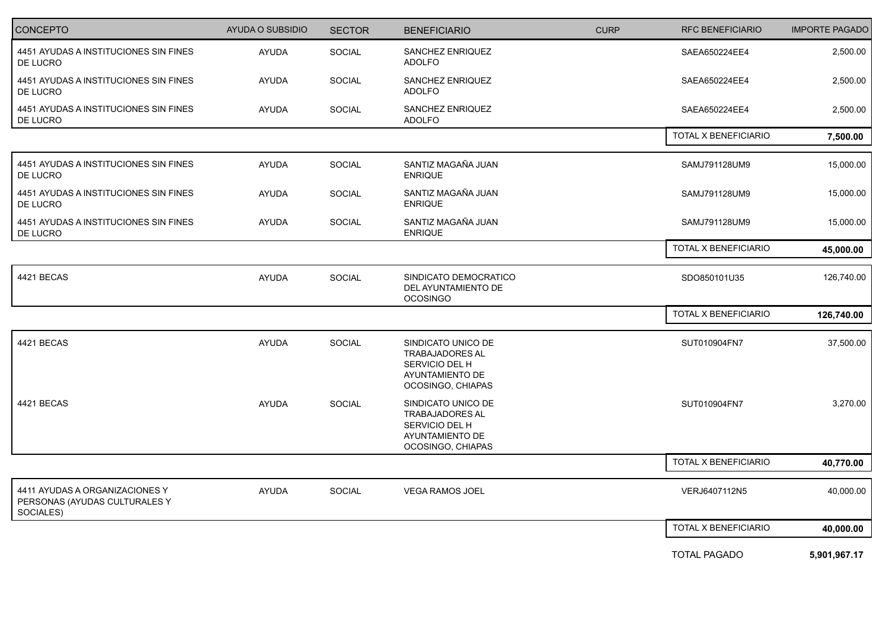| CONCEPTO | AYUDA O SUBSIDIO | SECTOR | BENEFICIARIO | CURP | RFC BENEFICIARIO | IMPORTE PAGADO |
|---|---|---|---|---|---|---|
| 4451 AYUDAS A INSTITUCIONES SIN FINES DE LUCRO | AYUDA | SOCIAL | SANCHEZ ENRIQUEZ ADOLFO | | SAEA650224EE4 | 2,500.00 |
| 4451 AYUDAS A INSTITUCIONES SIN FINES DE LUCRO | AYUDA | SOCIAL | SANCHEZ ENRIQUEZ ADOLFO | | SAEA650224EE4 | 2,500.00 |
| 4451 AYUDAS A INSTITUCIONES SIN FINES DE LUCRO | AYUDA | SOCIAL | SANCHEZ ENRIQUEZ ADOLFO | | SAEA650224EE4 | 2,500.00 |
| | | | | | TOTAL X BENEFICIARIO | **7,500.00** |
| 4451 AYUDAS A INSTITUCIONES SIN FINES DE LUCRO | AYUDA | SOCIAL | SANTIZ MAGAÑA JUAN ENRIQUE | | SAMJ791128UM9 | 15,000.00 |
| 4451 AYUDAS A INSTITUCIONES SIN FINES DE LUCRO | AYUDA | SOCIAL | SANTIZ MAGAÑA JUAN ENRIQUE | | SAMJ791128UM9 | 15,000.00 |
| 4451 AYUDAS A INSTITUCIONES SIN FINES DE LUCRO | AYUDA | SOCIAL | SANTIZ MAGAÑA JUAN ENRIQUE | | SAMJ791128UM9 | 15,000.00 |
| | | | | | TOTAL X BENEFICIARIO | **45,000.00** |
| 4421 BECAS | AYUDA | SOCIAL | SINDICATO DEMOCRATICO DEL AYUNTAMIENTO DE OCOSINGO | | SDO850101U35 | 126,740.00 |
| | | | | | TOTAL X BENEFICIARIO | **126,740.00** |
| 4421 BECAS | AYUDA | SOCIAL | SINDICATO UNICO DE TRABAJADORES AL SERVICIO DEL H AYUNTAMIENTO DE OCOSINGO, CHIAPAS | | SUT010904FN7 | 37,500.00 |
| 4421 BECAS | AYUDA | SOCIAL | SINDICATO UNICO DE TRABAJADORES AL SERVICIO DEL H AYUNTAMIENTO DE OCOSINGO, CHIAPAS | | SUT010904FN7 | 3,270.00 |
| | | | | | TOTAL X BENEFICIARIO | **40,770.00** |
| 4411 AYUDAS A ORGANIZACIONES Y PERSONAS (AYUDAS CULTURALES Y SOCIALES) | AYUDA | SOCIAL | VEGA RAMOS JOEL | | VERJ6407112N5 | 40,000.00 |
| | | | | | TOTAL X BENEFICIARIO | **40,000.00** |
| | | | | | TOTAL PAGADO | **5,901,967.17** |